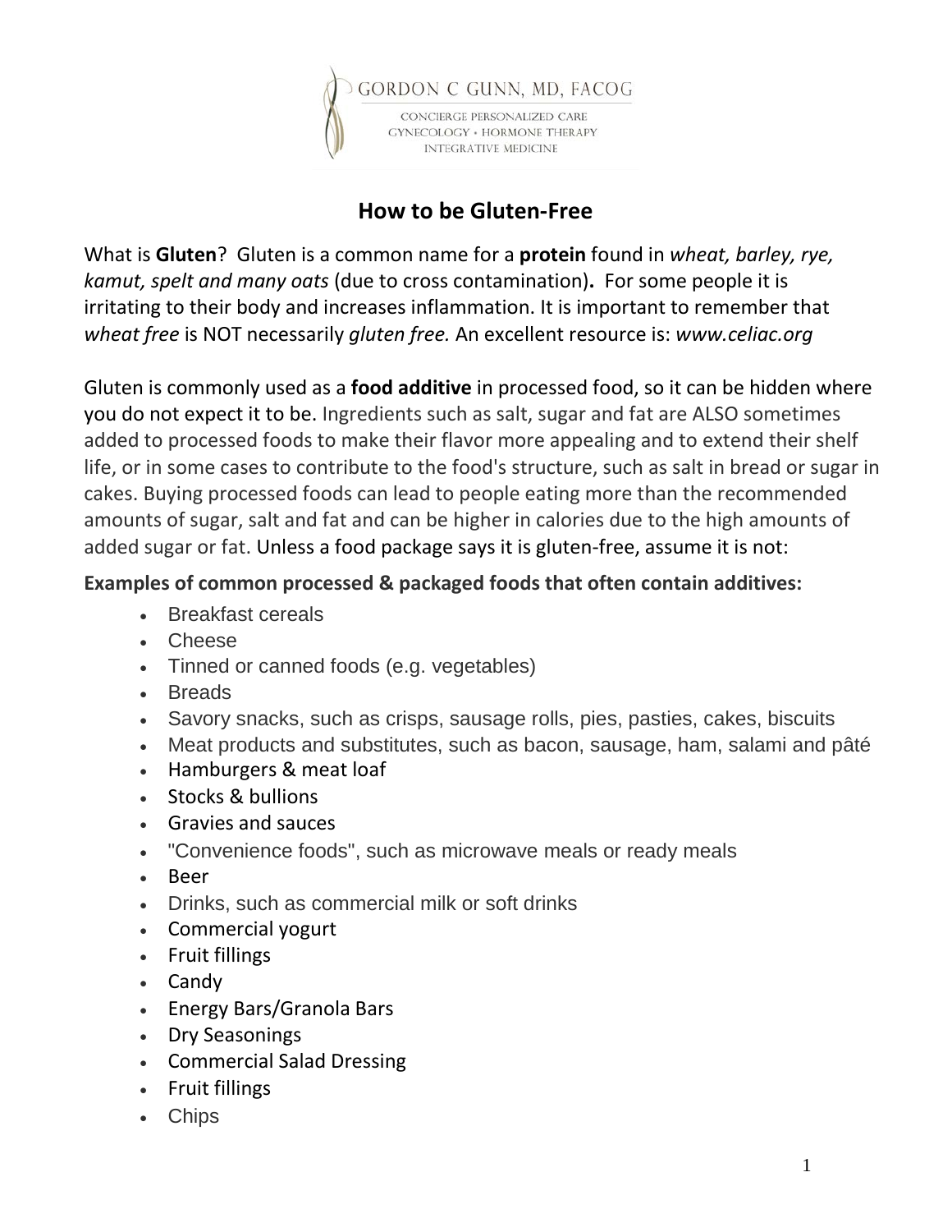GORDON C GUNN, MD, FACOG

CONCIERGE PERSONALIZED CARE
GYNECOLOGY • HORMONE THERAPY
INTEGRATIVE MEDICINE

# How to be Gluten-Free

What is **Gluten**? Gluten is a common name for a **protein** found in *wheat, barley, rye, kamut, spelt and many oats* (due to cross contamination)**.** For some people it is irritating to their body and increases inflammation. It is important to remember that *wheat free* is NOT necessarily *gluten free.* An excellent resource is: *www.celiac.org*

Gluten is commonly used as a **food additive** in processed food, so it can be hidden where you do not expect it to be. Ingredients such as salt, sugar and fat are ALSO sometimes added to processed foods to make their flavor more appealing and to extend their shelf life, or in some cases to contribute to the food's structure, such as salt in bread or sugar in cakes. Buying processed foods can lead to people eating more than the recommended amounts of sugar, salt and fat and can be higher in calories due to the high amounts of added sugar or fat. Unless a food package says it is gluten-free, assume it is not:

**Examples of common processed & packaged foods that often contain additives:**

- Breakfast cereals
- Cheese
- Tinned or canned foods (e.g. vegetables)
- Breads
- Savory snacks, such as crisps, sausage rolls, pies, pasties, cakes, biscuits
- Meat products and substitutes, such as bacon, sausage, ham, salami and pâté
- Hamburgers & meat loaf
- Stocks & bullions
- Gravies and sauces
- "Convenience foods", such as microwave meals or ready meals
- Beer
- Drinks, such as commercial milk or soft drinks
- Commercial yogurt
- Fruit fillings
- Candy
- Energy Bars/Granola Bars
- Dry Seasonings
- Commercial Salad Dressing
- Fruit fillings
- Chips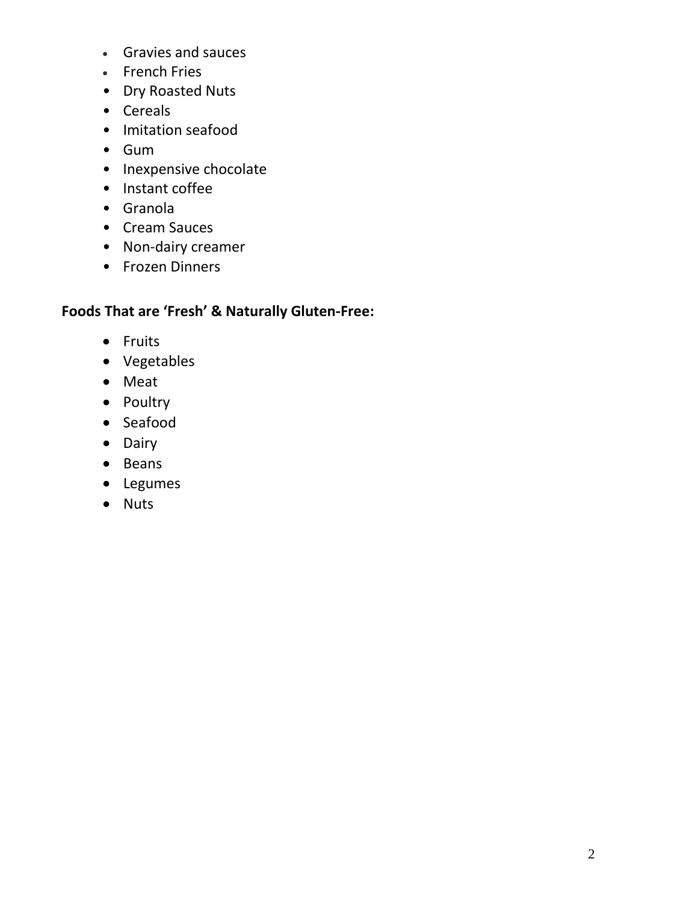- Gravies and sauces
- French Fries
- Dry Roasted Nuts
- Cereals
- Imitation seafood
- Gum
- Inexpensive chocolate
- Instant coffee
- Granola
- Cream Sauces
- Non-dairy creamer
- Frozen Dinners

**Foods That are 'Fresh' & Naturally Gluten-Free:**

- Fruits
- Vegetables
- Meat
- Poultry
- Seafood
- Dairy
- Beans
- Legumes
- Nuts